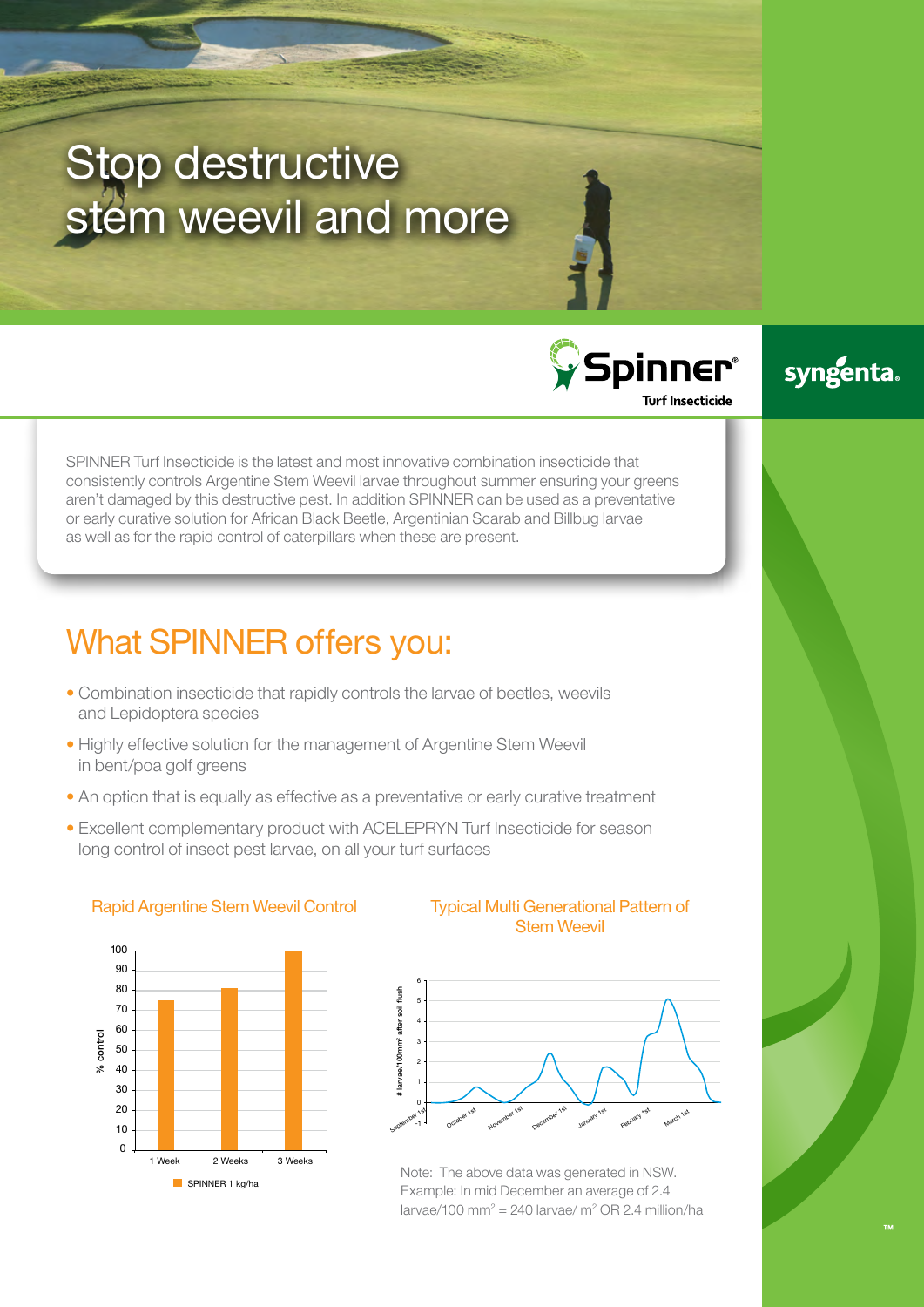# Stop destructive stem weevil and more

Spinner® Turf Insecticide

syngenta.

SPINNER Turf Insecticide is the latest and most innovative combination insecticide that consistently controls Argentine Stem Weevil larvae throughout summer ensuring your greens aren't damaged by this destructive pest. In addition SPINNER can be used as a preventative or early curative solution for African Black Beetle, Argentinian Scarab and Billbug larvae as well as for the rapid control of caterpillars when these are present.

## What SPINNER offers you:

- Combination insecticide that rapidly controls the larvae of beetles, weevils and Lepidoptera species
- Highly effective solution for the management of Argentine Stem Weevil in bent/poa golf greens
- An option that is equally as effective as a preventative or early curative treatment
- Excellent complementary product with ACELEPRYN Turf Insecticide for season long control of insect pest larvae, on all your turf surfaces

### Rapid Argentine Stem Weevil Control

| | % control (SPINNER 1 kg/ha) |
|---|---|
| 1 Week | 75 |
| 2 Weeks | 81 |
| 3 Weeks | 100 |

### Typical Multi Generational Pattern of Stem Weevil

(Y-axis: # larvae/100mm² after soil flush; X-axis: September 1st, October 1st, November 1st, December 1st, January 1st, February 1st, March 1st)

Note: The above data was generated in NSW. Example: In mid December an average of 2.4 larvae/100 mm$^2$ = 240 larvae/ m$^2$ OR 2.4 million/ha

™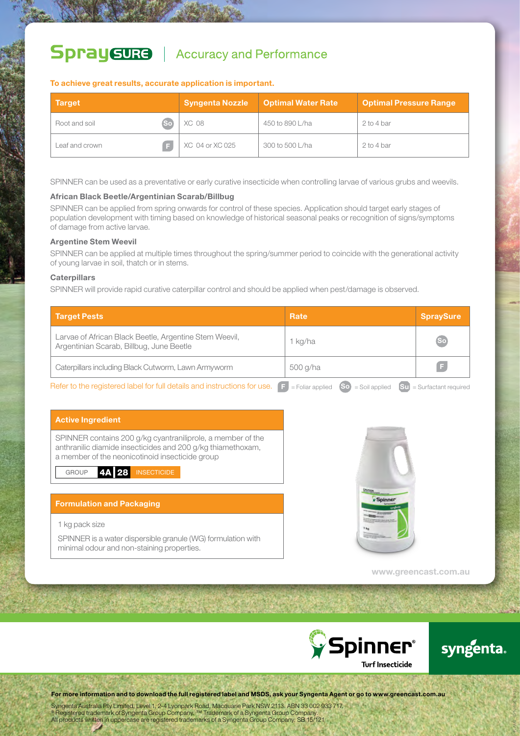# SpraySURE | Accuracy and Performance

**To achieve great results, accurate application is important.**

| Target | Syngenta Nozzle | Optimal Water Rate | Optimal Pressure Range |
|---|---|---|---|
| Root and soil (So) | XC 08 | 450 to 890 L/ha | 2 to 4 bar |
| Leaf and crown (F) | XC 04 or XC 025 | 300 to 500 L/ha | 2 to 4 bar |

SPINNER can be used as a preventative or early curative insecticide when controlling larvae of various grubs and weevils.

### African Black Beetle/Argentinian Scarab/Billbug

SPINNER can be applied from spring onwards for control of these species. Application should target early stages of population development with timing based on knowledge of historical seasonal peaks or recognition of signs/symptoms of damage from active larvae.

### Argentine Stem Weevil

SPINNER can be applied at multiple times throughout the spring/summer period to coincide with the generational activity of young larvae in soil, thatch or in stems.

### Caterpillars

SPINNER will provide rapid curative caterpillar control and should be applied when pest/damage is observed.

| Target Pests | Rate | SpraySure |
|---|---|---|
| Larvae of African Black Beetle, Argentine Stem Weevil, Argentinian Scarab, Billbug, June Beetle | 1 kg/ha | So |
| Caterpillars including Black Cutworm, Lawn Armyworm | 500 g/ha | F |

Refer to the registered label for full details and instructions for use. F = Foliar applied So = Soil applied Su = Surfactant required

### Active Ingredient

SPINNER contains 200 g/kg cyantraniliprole, a member of the anthranilic diamide insecticides and 200 g/kg thiamethoxam, a member of the neonicotinoid insecticide group

GROUP 4A 28 INSECTICIDE

### Formulation and Packaging

1 kg pack size

SPINNER is a water dispersible granule (WG) formulation with minimal odour and non-staining properties.

www.greencast.com.au

Spinner® Turf Insecticide

syngenta.

**For more information and to download the full registered label and MSDS, ask your Syngenta Agent or go to www.greencast.com.au**

Syngenta Australia Pty Limited, Level 1, 2-4 Lyonpark Road, Macquarie Park NSW 2113. ABN 33 002 933 717.
® Registered trademark of Syngenta Group Company. ™ Trademark of a Syngenta Group Company.
All products written in uppercase are registered trademarks of a Syngenta Group Company. SB 15/121